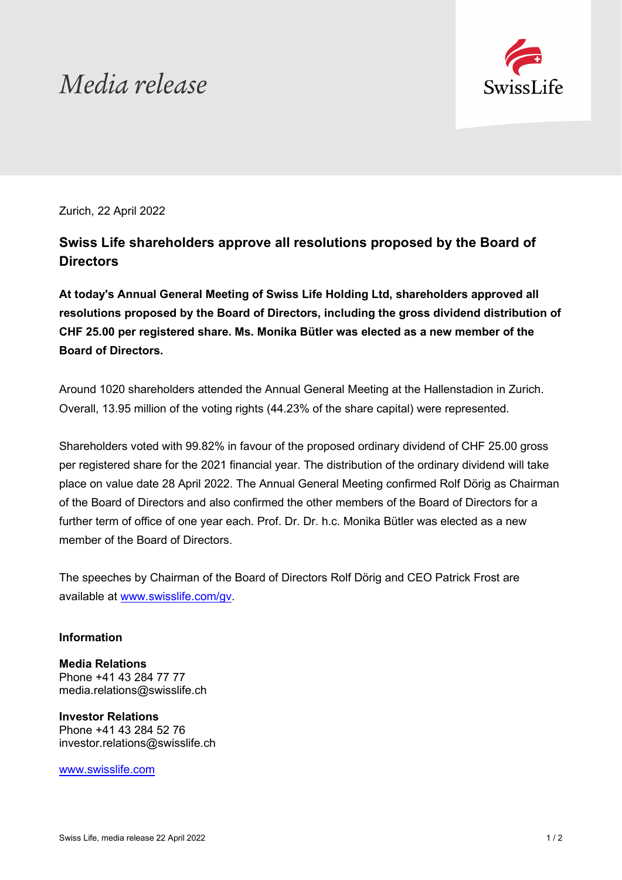*Media release*

Zurich, 22 April 2022

# Swiss Life shareholders approve all resolutions proposed by the Board of Directors

**At today's Annual General Meeting of Swiss Life Holding Ltd, shareholders approved all resolutions proposed by the Board of Directors, including the gross dividend distribution of CHF 25.00 per registered share. Ms. Monika Bütler was elected as a new member of the Board of Directors.**

Around 1020 shareholders attended the Annual General Meeting at the Hallenstadion in Zurich. Overall, 13.95 million of the voting rights (44.23% of the share capital) were represented.

Shareholders voted with 99.82% in favour of the proposed ordinary dividend of CHF 25.00 gross per registered share for the 2021 financial year. The distribution of the ordinary dividend will take place on value date 28 April 2022. The Annual General Meeting confirmed Rolf Dörig as Chairman of the Board of Directors and also confirmed the other members of the Board of Directors for a further term of office of one year each. Prof. Dr. Dr. h.c. Monika Bütler was elected as a new member of the Board of Directors.

The speeches by Chairman of the Board of Directors Rolf Dörig and CEO Patrick Frost are available at [www.swisslife.com/gv](http://www.swisslife.com/gv).

**Information**

**Media Relations**
Phone +41 43 284 77 77
media.relations@swisslife.ch

**Investor Relations**
Phone +41 43 284 52 76
investor.relations@swisslife.ch

[www.swisslife.com](http://www.swisslife.com)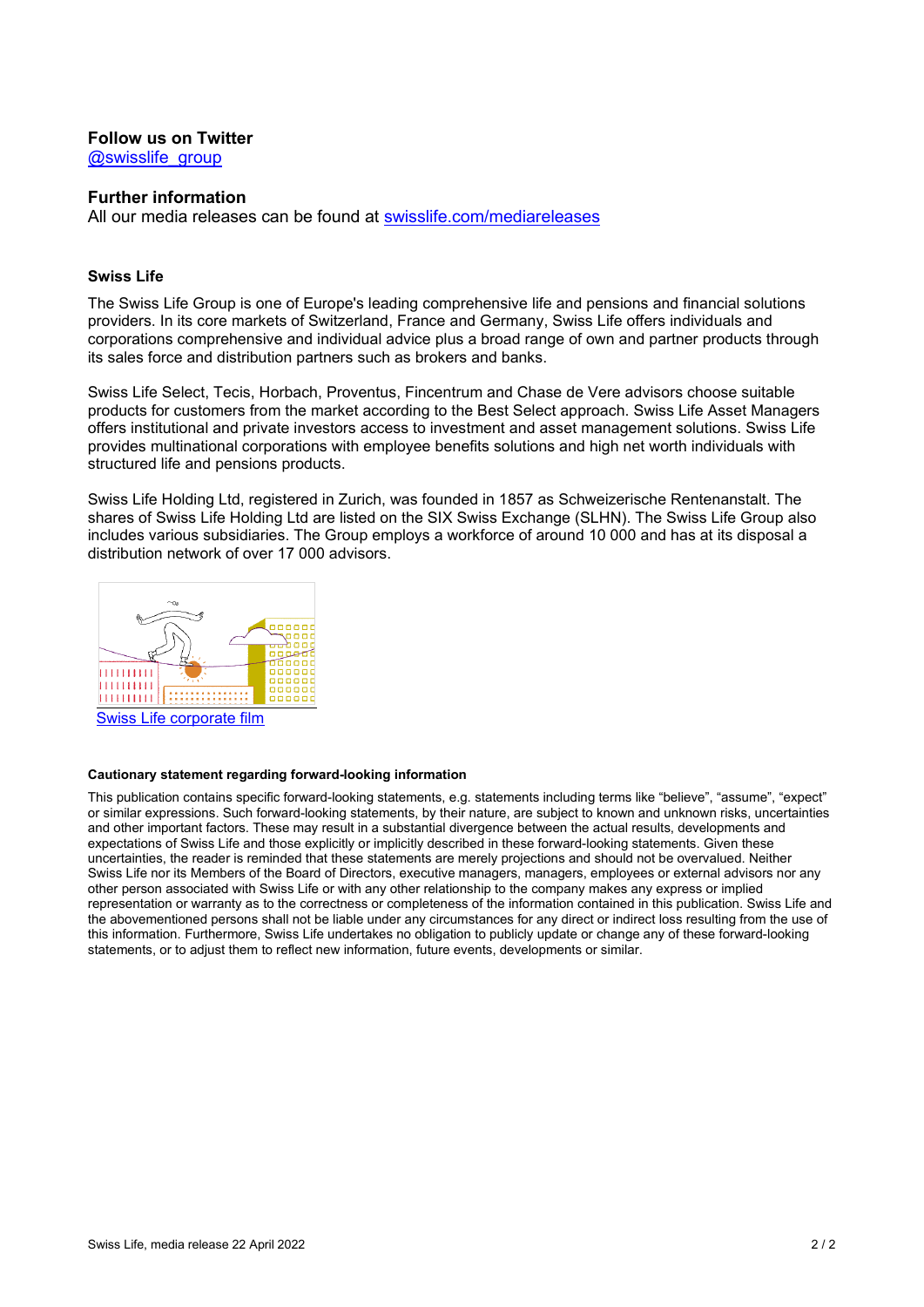**Follow us on Twitter**
@swisslife_group

**Further information**
All our media releases can be found at swisslife.com/mediareleases

**Swiss Life**

The Swiss Life Group is one of Europe's leading comprehensive life and pensions and financial solutions providers. In its core markets of Switzerland, France and Germany, Swiss Life offers individuals and corporations comprehensive and individual advice plus a broad range of own and partner products through its sales force and distribution partners such as brokers and banks.

Swiss Life Select, Tecis, Horbach, Proventus, Fincentrum and Chase de Vere advisors choose suitable products for customers from the market according to the Best Select approach. Swiss Life Asset Managers offers institutional and private investors access to investment and asset management solutions. Swiss Life provides multinational corporations with employee benefits solutions and high net worth individuals with structured life and pensions products.

Swiss Life Holding Ltd, registered in Zurich, was founded in 1857 as Schweizerische Rentenanstalt. The shares of Swiss Life Holding Ltd are listed on the SIX Swiss Exchange (SLHN). The Swiss Life Group also includes various subsidiaries. The Group employs a workforce of around 10 000 and has at its disposal a distribution network of over 17 000 advisors.

Swiss Life corporate film

**Cautionary statement regarding forward-looking information**

This publication contains specific forward-looking statements, e.g. statements including terms like "believe", "assume", "expect" or similar expressions. Such forward-looking statements, by their nature, are subject to known and unknown risks, uncertainties and other important factors. These may result in a substantial divergence between the actual results, developments and expectations of Swiss Life and those explicitly or implicitly described in these forward-looking statements. Given these uncertainties, the reader is reminded that these statements are merely projections and should not be overvalued. Neither Swiss Life nor its Members of the Board of Directors, executive managers, managers, employees or external advisors nor any other person associated with Swiss Life or with any other relationship to the company makes any express or implied representation or warranty as to the correctness or completeness of the information contained in this publication. Swiss Life and the abovementioned persons shall not be liable under any circumstances for any direct or indirect loss resulting from the use of this information. Furthermore, Swiss Life undertakes no obligation to publicly update or change any of these forward-looking statements, or to adjust them to reflect new information, future events, developments or similar.